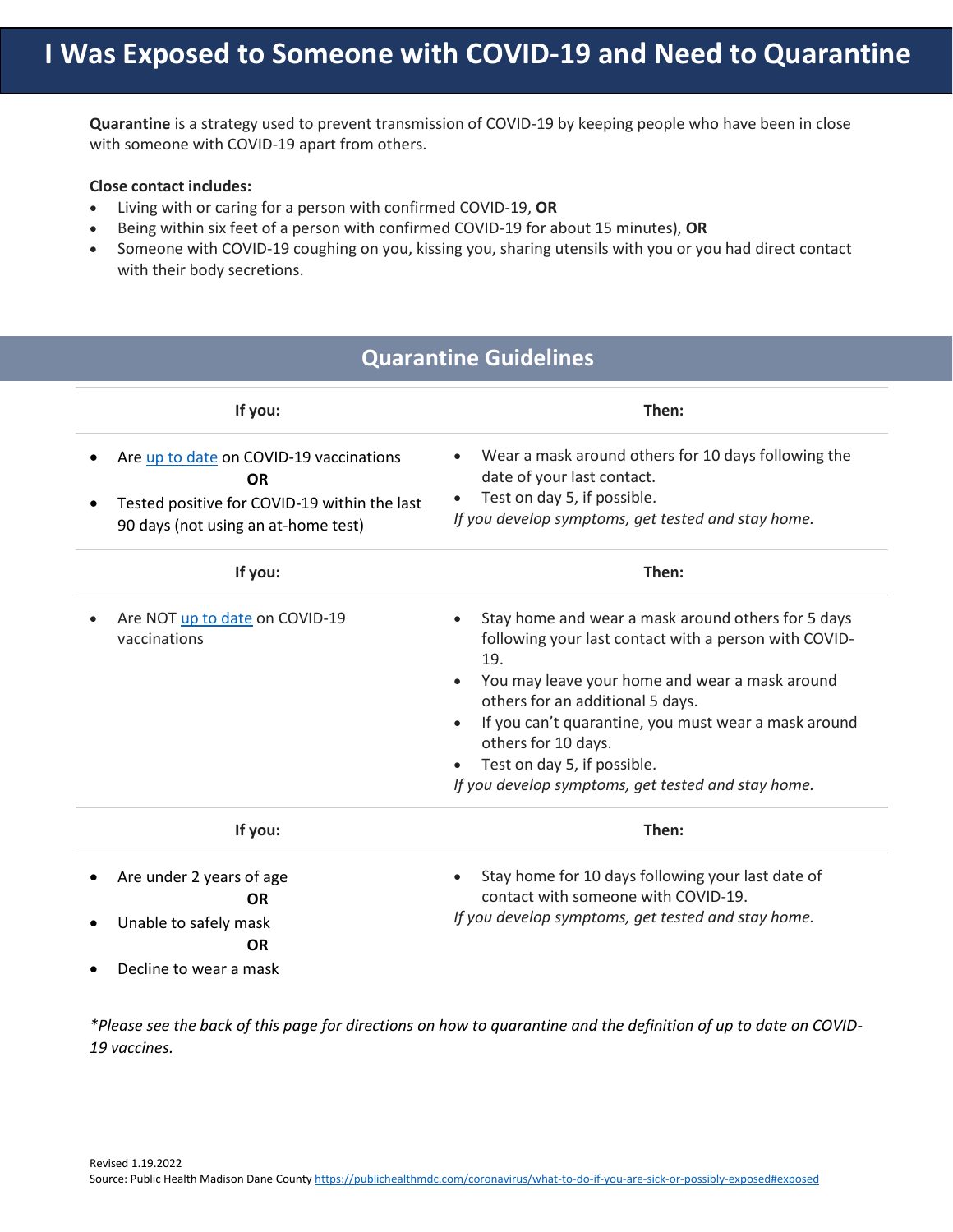# I Was Exposed to Someone with COVID-19 and Need to Quarantine

**Quarantine** is a strategy used to prevent transmission of COVID-19 by keeping people who have been in close with someone with COVID-19 apart from others.

**Close contact includes:**

- Living with or caring for a person with confirmed COVID-19, **OR**
- Being within six feet of a person with confirmed COVID-19 for about 15 minutes), **OR**
- Someone with COVID-19 coughing on you, kissing you, sharing utensils with you or you had direct contact with their body secretions.

## Quarantine Guidelines

| If you: | Then: |
|---|---|
| • Are [up to date](#) on COVID-19 vaccinations<br>**OR**<br>• Tested positive for COVID-19 within the last 90 days (not using an at-home test) | • Wear a mask around others for 10 days following the date of your last contact.<br>• Test on day 5, if possible.<br>*If you develop symptoms, get tested and stay home.* |
| **If you:** | **Then:** |
| • Are NOT [up to date](#) on COVID-19 vaccinations | • Stay home and wear a mask around others for 5 days following your last contact with a person with COVID-19.<br>• You may leave your home and wear a mask around others for an additional 5 days.<br>• If you can't quarantine, you must wear a mask around others for 10 days.<br>• Test on day 5, if possible.<br>*If you develop symptoms, get tested and stay home.* |
| **If you:** | **Then:** |
| • Are under 2 years of age<br>**OR**<br>• Unable to safely mask<br>**OR**<br>• Decline to wear a mask | • Stay home for 10 days following your last date of contact with someone with COVID-19.<br>*If you develop symptoms, get tested and stay home.* |

**Please see the back of this page for directions on how to quarantine and the definition of up to date on COVID-19 vaccines.*

Revised 1.19.2022
Source: Public Health Madison Dane County https://publichealthmdc.com/coronavirus/what-to-do-if-you-are-sick-or-possibly-exposed#exposed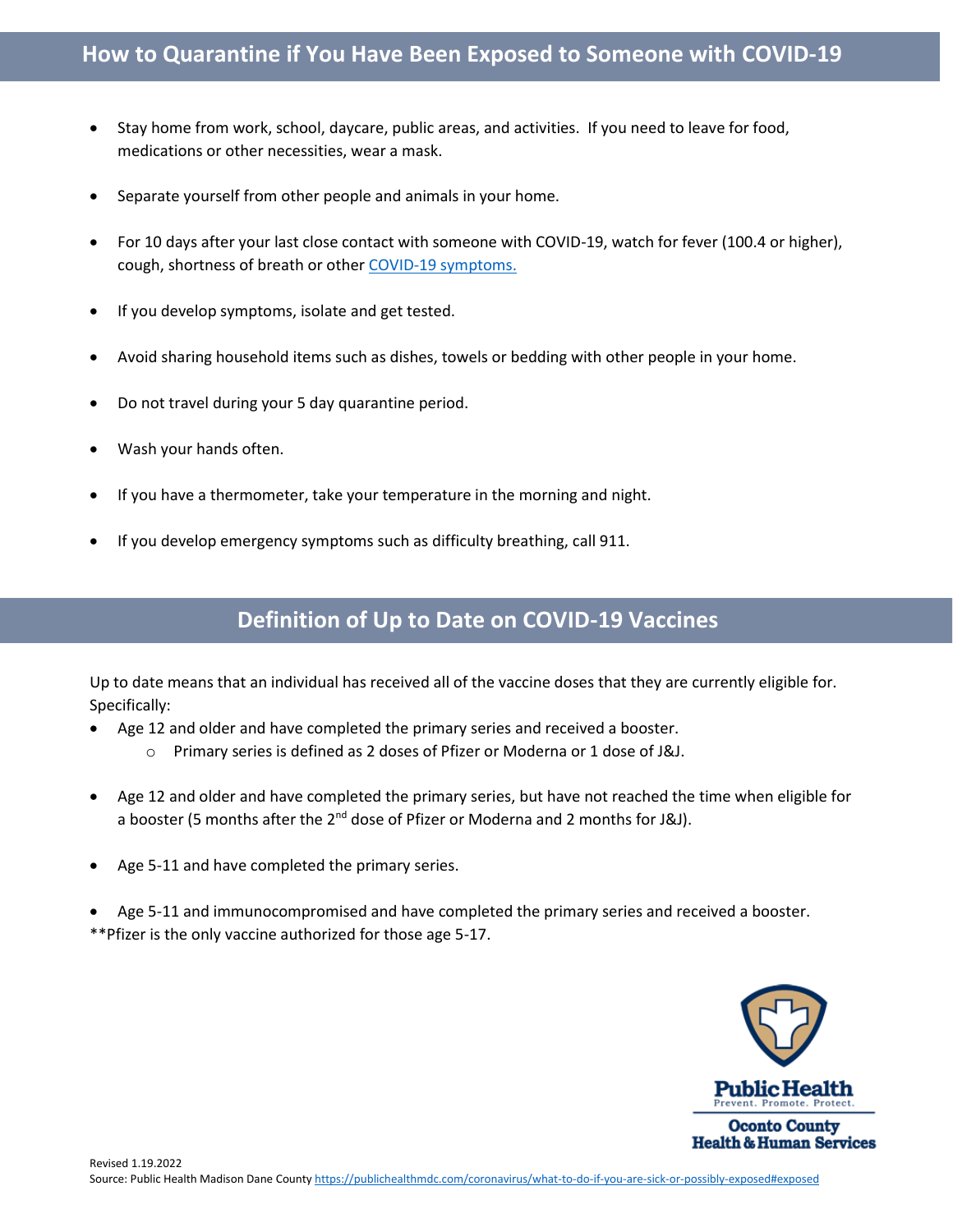## How to Quarantine if You Have Been Exposed to Someone with COVID-19

- Stay home from work, school, daycare, public areas, and activities. If you need to leave for food, medications or other necessities, wear a mask.
- Separate yourself from other people and animals in your home.
- For 10 days after your last close contact with someone with COVID-19, watch for fever (100.4 or higher), cough, shortness of breath or other [COVID-19 symptoms.]()
- If you develop symptoms, isolate and get tested.
- Avoid sharing household items such as dishes, towels or bedding with other people in your home.
- Do not travel during your 5 day quarantine period.
- Wash your hands often.
- If you have a thermometer, take your temperature in the morning and night.
- If you develop emergency symptoms such as difficulty breathing, call 911.

## Definition of Up to Date on COVID-19 Vaccines

Up to date means that an individual has received all of the vaccine doses that they are currently eligible for. Specifically:

- Age 12 and older and have completed the primary series and received a booster.
  - Primary series is defined as 2 doses of Pfizer or Moderna or 1 dose of J&J.
- Age 12 and older and have completed the primary series, but have not reached the time when eligible for a booster (5 months after the 2nd dose of Pfizer or Moderna and 2 months for J&J).
- Age 5-11 and have completed the primary series.
- Age 5-11 and immunocompromised and have completed the primary series and received a booster.

**Pfizer is the only vaccine authorized for those age 5-17.

Public Health
Prevent. Promote. Protect.
Oconto County
Health & Human Services

Revised 1.19.2022
Source: Public Health Madison Dane County https://publichealthmdc.com/coronavirus/what-to-do-if-you-are-sick-or-possibly-exposed#exposed